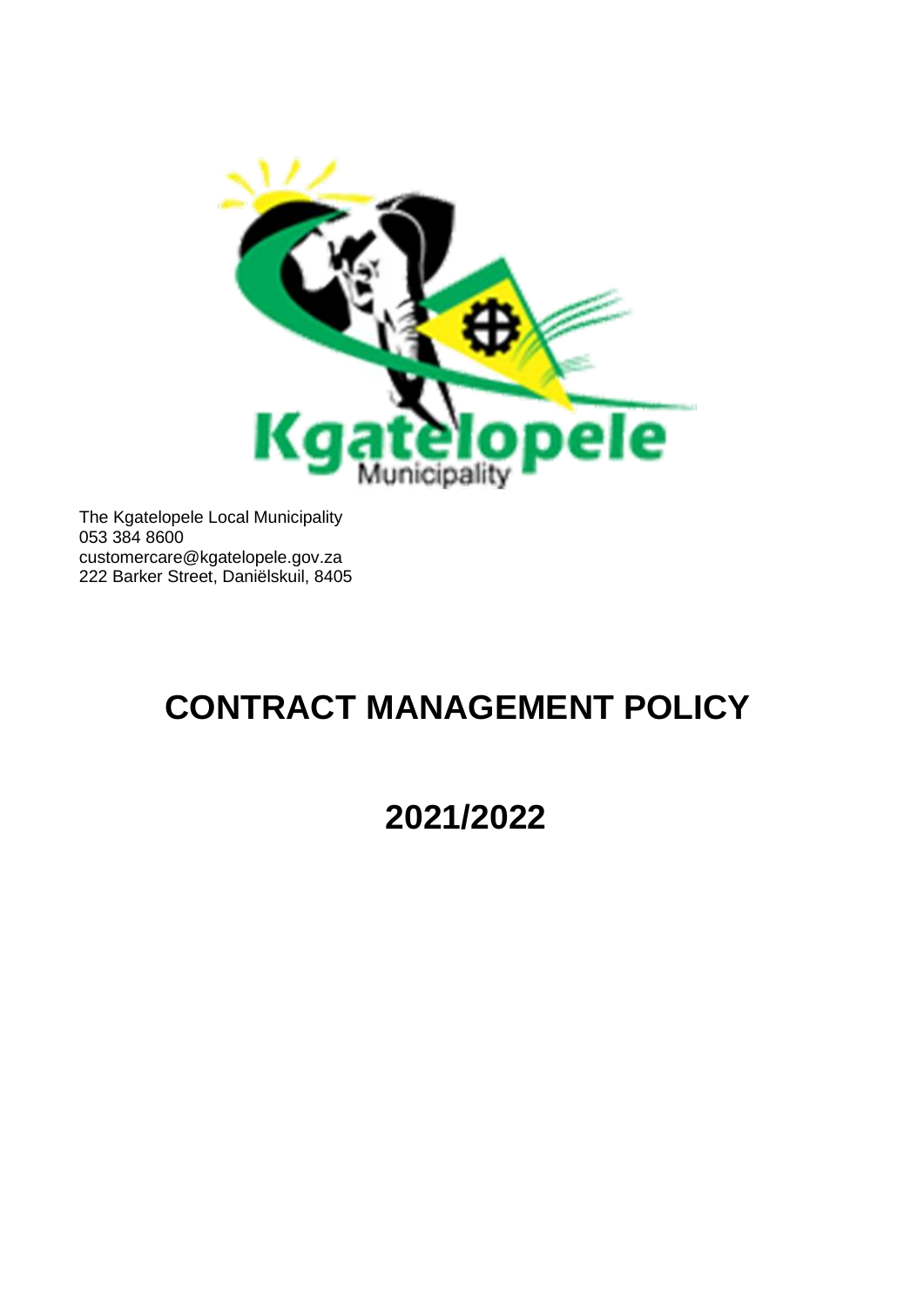The Kgatelopele Local Municipality
053 384 8600
customercare@kgatelopele.gov.za
222 Barker Street, Daniëlskuil, 8405

# CONTRACT MANAGEMENT POLICY

# 2021/2022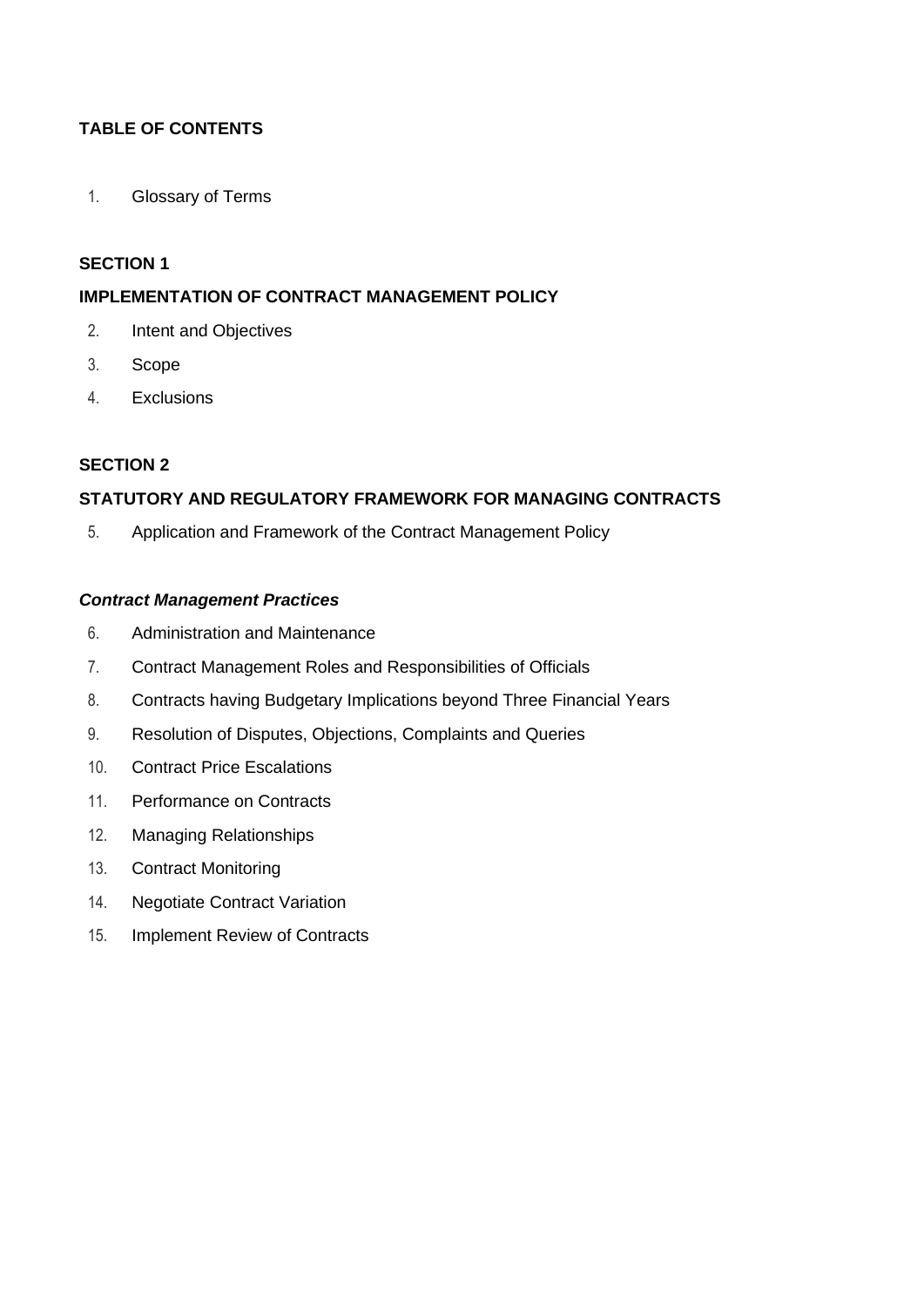**TABLE OF CONTENTS**

1. Glossary of Terms

**SECTION 1**

**IMPLEMENTATION OF CONTRACT MANAGEMENT POLICY**

2. Intent and Objectives
3. Scope
4. Exclusions

**SECTION 2**

**STATUTORY AND REGULATORY FRAMEWORK FOR MANAGING CONTRACTS**

5. Application and Framework of the Contract Management Policy

***Contract Management Practices***

6. Administration and Maintenance
7. Contract Management Roles and Responsibilities of Officials
8. Contracts having Budgetary Implications beyond Three Financial Years
9. Resolution of Disputes, Objections, Complaints and Queries
10. Contract Price Escalations
11. Performance on Contracts
12. Managing Relationships
13. Contract Monitoring
14. Negotiate Contract Variation
15. Implement Review of Contracts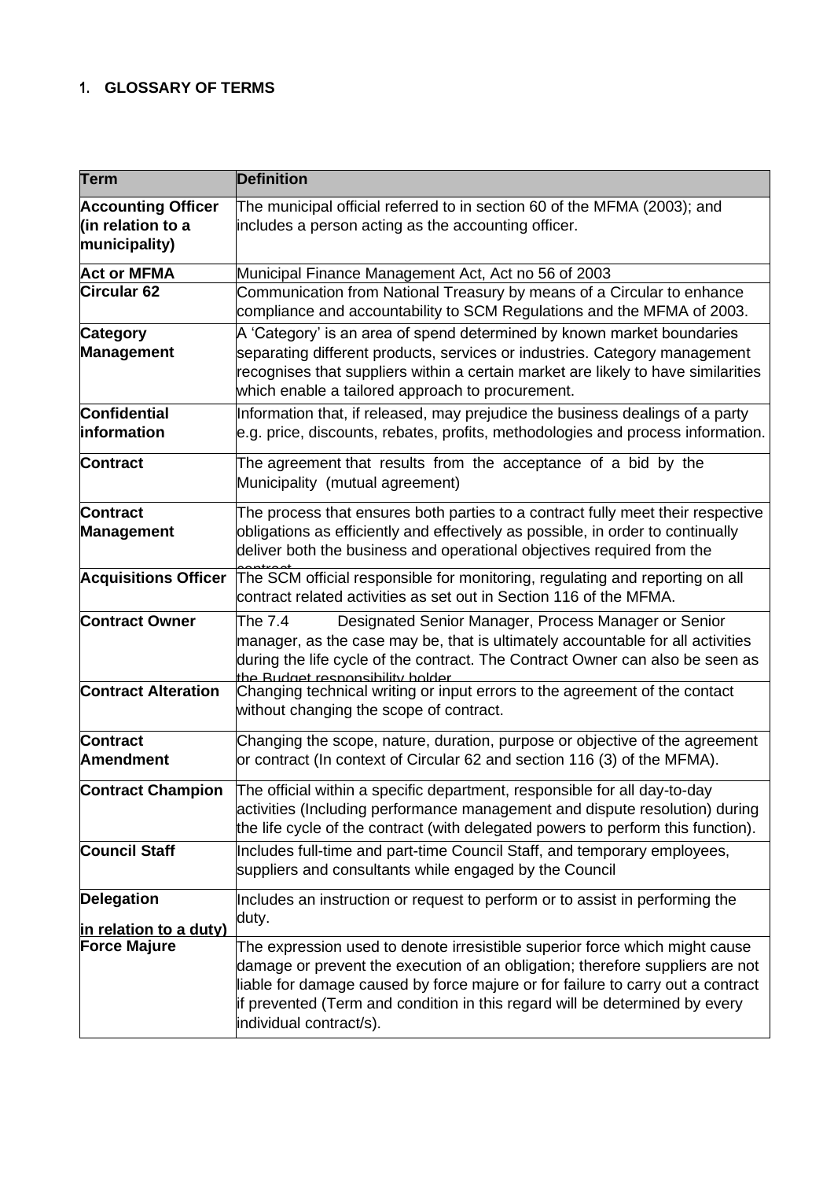## 1. GLOSSARY OF TERMS

| Term | Definition |
|---|---|
| **Accounting Officer (in relation to a municipality)** | The municipal official referred to in section 60 of the MFMA (2003); and includes a person acting as the accounting officer. |
| **Act or MFMA** | Municipal Finance Management Act, Act no 56 of 2003 |
| **Circular 62** | Communication from National Treasury by means of a Circular to enhance compliance and accountability to SCM Regulations and the MFMA of 2003. |
| **Category Management** | A 'Category' is an area of spend determined by known market boundaries separating different products, services or industries. Category management recognises that suppliers within a certain market are likely to have similarities which enable a tailored approach to procurement. |
| **Confidential information** | Information that, if released, may prejudice the business dealings of a party e.g. price, discounts, rebates, profits, methodologies and process information. |
| **Contract** | The agreement that results from the acceptance of a bid by the Municipality (mutual agreement) |
| **Contract Management** | The process that ensures both parties to a contract fully meet their respective obligations as efficiently and effectively as possible, in order to continually deliver both the business and operational objectives required from the contract |
| **Acquisitions Officer** | The SCM official responsible for monitoring, regulating and reporting on all contract related activities as set out in Section 116 of the MFMA. |
| **Contract Owner** | The 7.4 Designated Senior Manager, Process Manager or Senior manager, as the case may be, that is ultimately accountable for all activities during the life cycle of the contract. The Contract Owner can also be seen as the Budget responsibility holder |
| **Contract Alteration** | Changing technical writing or input errors to the agreement of the contact without changing the scope of contract. |
| **Contract Amendment** | Changing the scope, nature, duration, purpose or objective of the agreement or contract (In context of Circular 62 and section 116 (3) of the MFMA). |
| **Contract Champion** | The official within a specific department, responsible for all day-to-day activities (Including performance management and dispute resolution) during the life cycle of the contract (with delegated powers to perform this function). |
| **Council Staff** | Includes full-time and part-time Council Staff, and temporary employees, suppliers and consultants while engaged by the Council |
| **Delegation (in relation to a duty)** | Includes an instruction or request to perform or to assist in performing the duty. |
| **Force Majure** | The expression used to denote irresistible superior force which might cause damage or prevent the execution of an obligation; therefore suppliers are not liable for damage caused by force majure or for failure to carry out a contract if prevented (Term and condition in this regard will be determined by every individual contract/s). |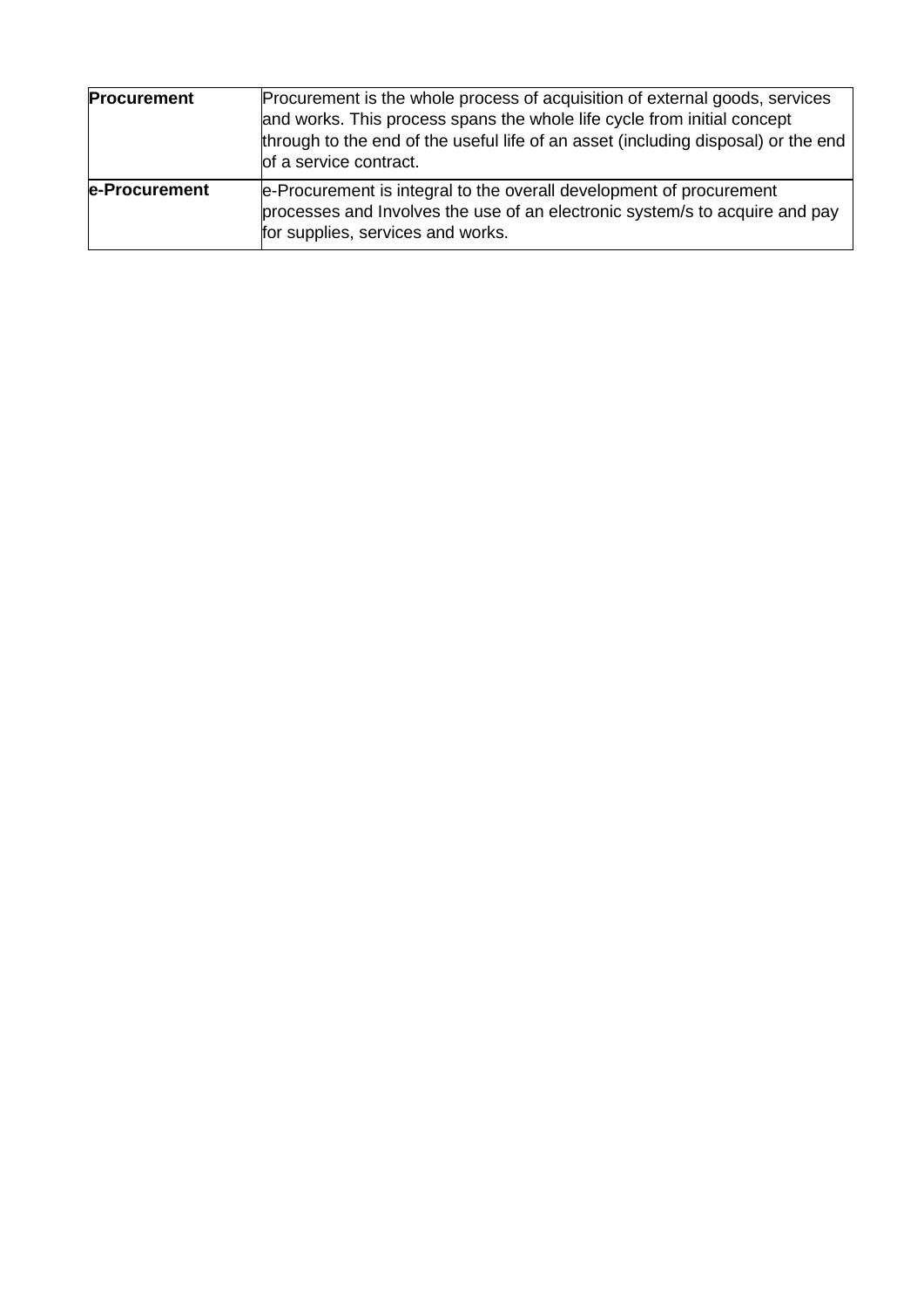| | |
|---|---|
| **Procurement** | Procurement is the whole process of acquisition of external goods, services and works. This process spans the whole life cycle from initial concept through to the end of the useful life of an asset (including disposal) or the end of a service contract. |
| **e-Procurement** | e-Procurement is integral to the overall development of procurement processes and Involves the use of an electronic system/s to acquire and pay for supplies, services and works. |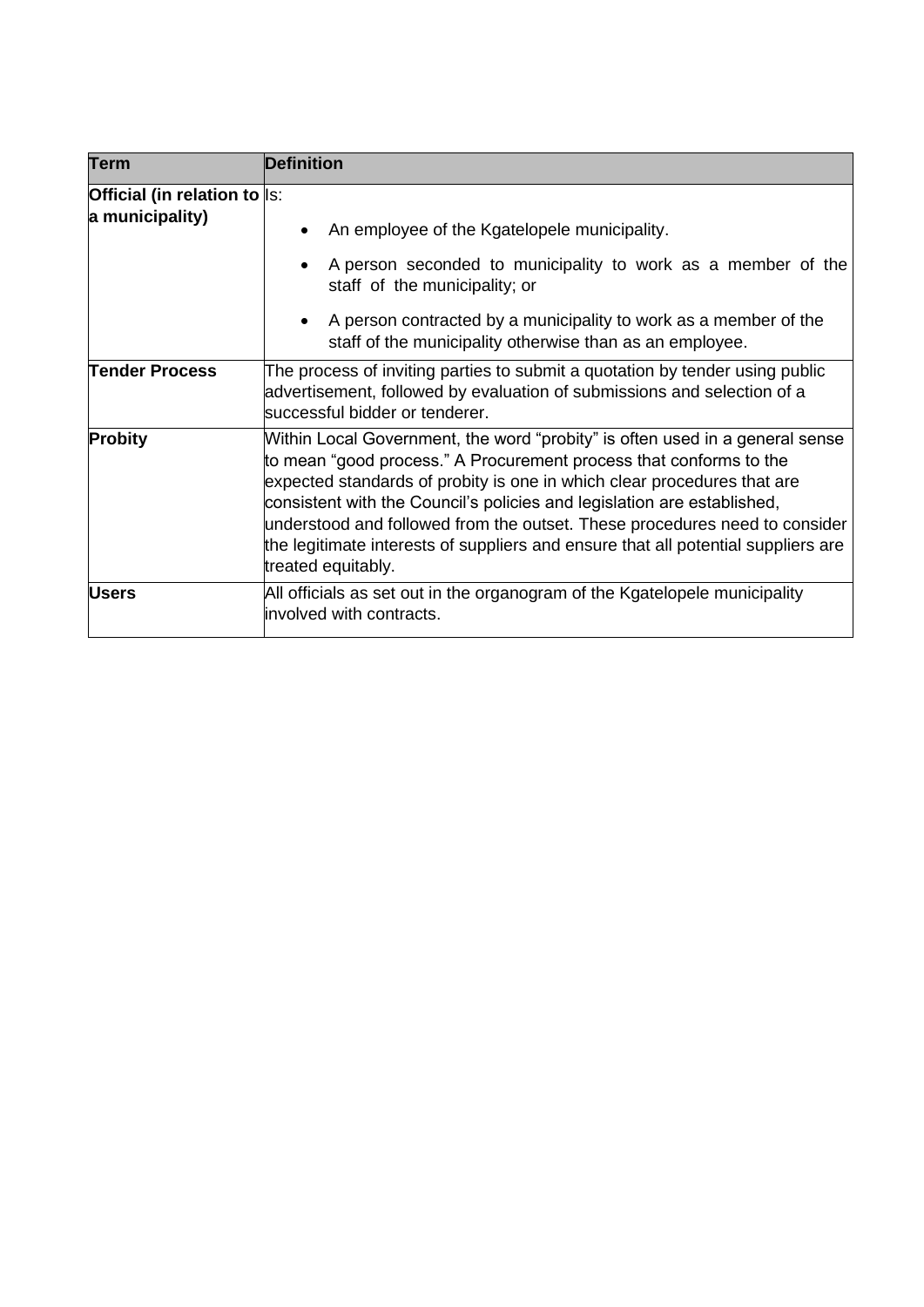| Term | Definition |
|---|---|
| **Official (in relation to a municipality)** | Is:<br>• An employee of the Kgatelopele municipality.<br>• A person seconded to municipality to work as a member of the staff of the municipality; or<br>• A person contracted by a municipality to work as a member of the staff of the municipality otherwise than as an employee. |
| **Tender Process** | The process of inviting parties to submit a quotation by tender using public advertisement, followed by evaluation of submissions and selection of a successful bidder or tenderer. |
| **Probity** | Within Local Government, the word "probity" is often used in a general sense to mean "good process." A Procurement process that conforms to the expected standards of probity is one in which clear procedures that are consistent with the Council's policies and legislation are established, understood and followed from the outset. These procedures need to consider the legitimate interests of suppliers and ensure that all potential suppliers are treated equitably. |
| **Users** | All officials as set out in the organogram of the Kgatelopele municipality involved with contracts. |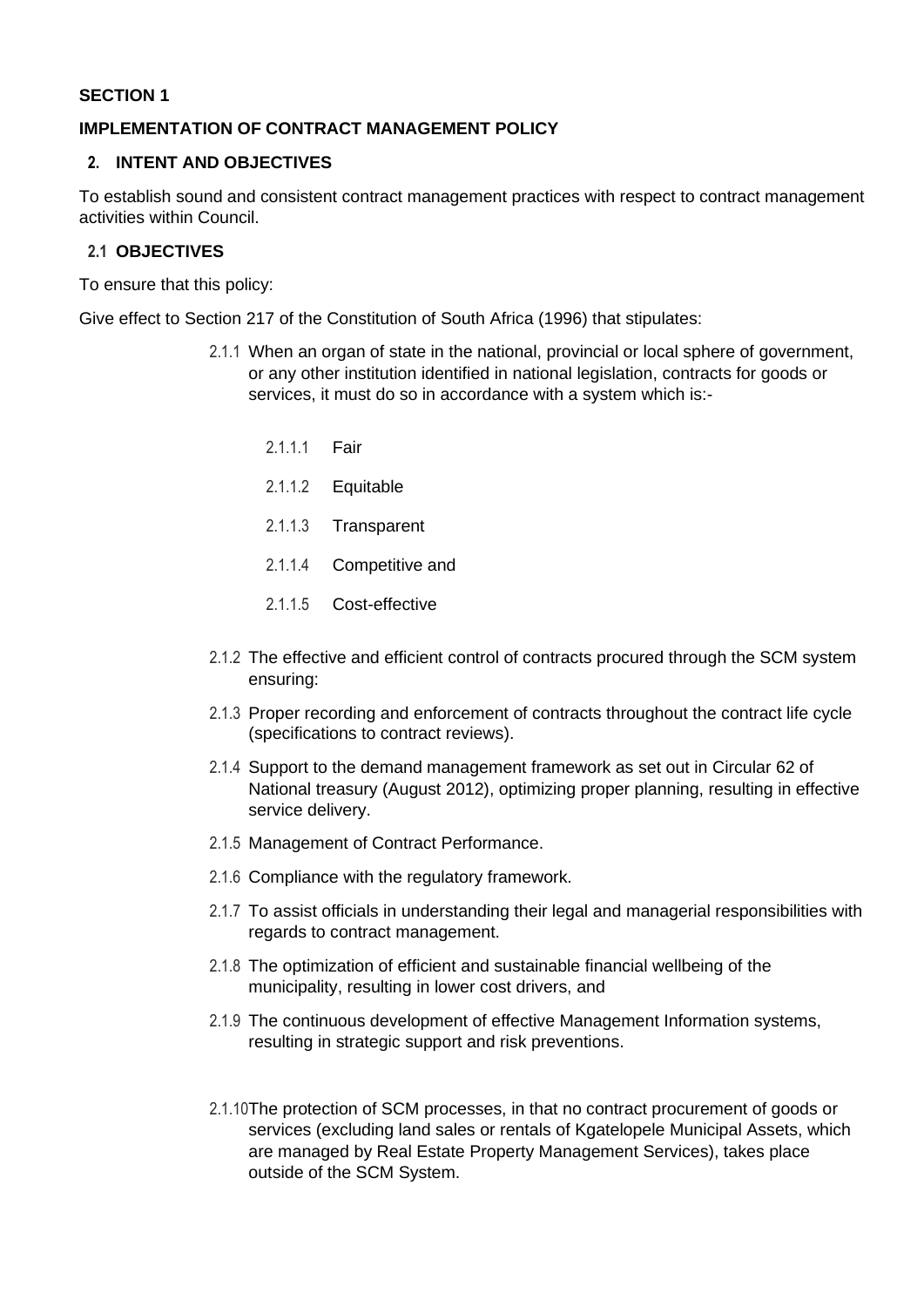**SECTION 1**

**IMPLEMENTATION OF CONTRACT MANAGEMENT POLICY**

## 2. INTENT AND OBJECTIVES

To establish sound and consistent contract management practices with respect to contract management activities within Council.

### 2.1 OBJECTIVES

To ensure that this policy:

Give effect to Section 217 of the Constitution of South Africa (1996) that stipulates:

2.1.1 When an organ of state in the national, provincial or local sphere of government, or any other institution identified in national legislation, contracts for goods or services, it must do so in accordance with a system which is:-

2.1.1.1 Fair

2.1.1.2 Equitable

2.1.1.3 Transparent

2.1.1.4 Competitive and

2.1.1.5 Cost-effective

2.1.2 The effective and efficient control of contracts procured through the SCM system ensuring:

2.1.3 Proper recording and enforcement of contracts throughout the contract life cycle (specifications to contract reviews).

2.1.4 Support to the demand management framework as set out in Circular 62 of National treasury (August 2012), optimizing proper planning, resulting in effective service delivery.

2.1.5 Management of Contract Performance.

2.1.6 Compliance with the regulatory framework.

2.1.7 To assist officials in understanding their legal and managerial responsibilities with regards to contract management.

2.1.8 The optimization of efficient and sustainable financial wellbeing of the municipality, resulting in lower cost drivers, and

2.1.9 The continuous development of effective Management Information systems, resulting in strategic support and risk preventions.

2.1.10 The protection of SCM processes, in that no contract procurement of goods or services (excluding land sales or rentals of Kgatelopele Municipal Assets, which are managed by Real Estate Property Management Services), takes place outside of the SCM System.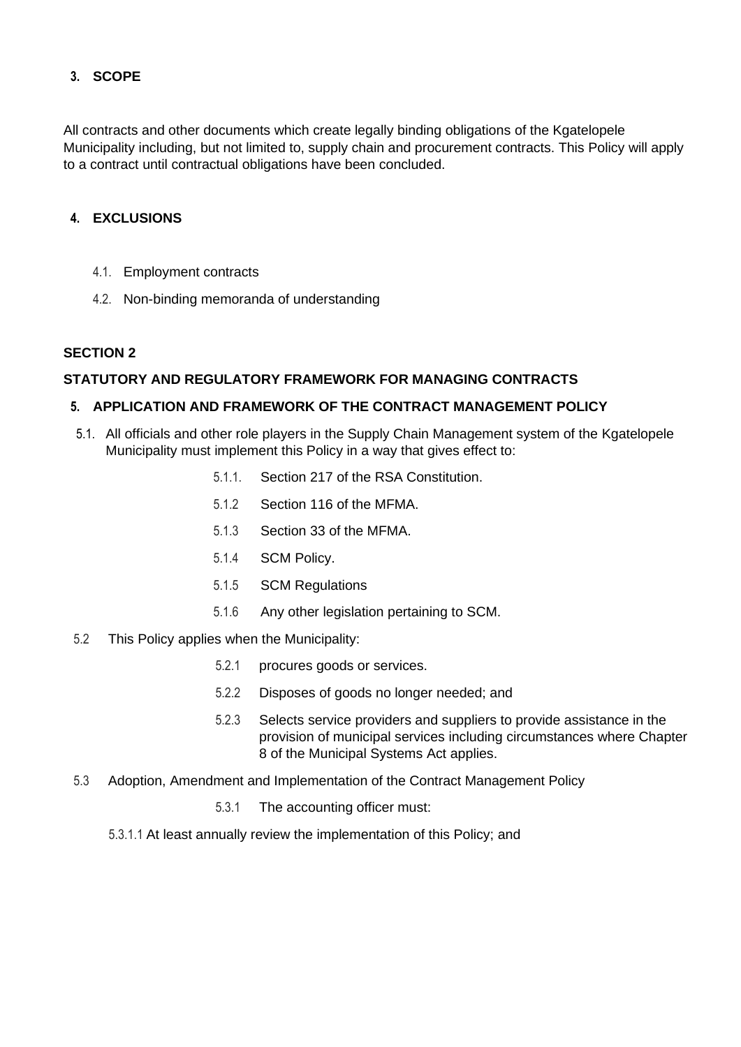## 3. SCOPE

All contracts and other documents which create legally binding obligations of the Kgatelopele Municipality including, but not limited to, supply chain and procurement contracts. This Policy will apply to a contract until contractual obligations have been concluded.

## 4. EXCLUSIONS

4.1. Employment contracts

4.2. Non-binding memoranda of understanding

## SECTION 2

## STATUTORY AND REGULATORY FRAMEWORK FOR MANAGING CONTRACTS

## 5. APPLICATION AND FRAMEWORK OF THE CONTRACT MANAGEMENT POLICY

5.1. All officials and other role players in the Supply Chain Management system of the Kgatelopele Municipality must implement this Policy in a way that gives effect to:

- 5.1.1. Section 217 of the RSA Constitution.
- 5.1.2 Section 116 of the MFMA.
- 5.1.3 Section 33 of the MFMA.
- 5.1.4 SCM Policy.
- 5.1.5 SCM Regulations
- 5.1.6 Any other legislation pertaining to SCM.

5.2 This Policy applies when the Municipality:

- 5.2.1 procures goods or services.
- 5.2.2 Disposes of goods no longer needed; and
- 5.2.3 Selects service providers and suppliers to provide assistance in the provision of municipal services including circumstances where Chapter 8 of the Municipal Systems Act applies.

5.3 Adoption, Amendment and Implementation of the Contract Management Policy

- 5.3.1 The accounting officer must:

5.3.1.1 At least annually review the implementation of this Policy; and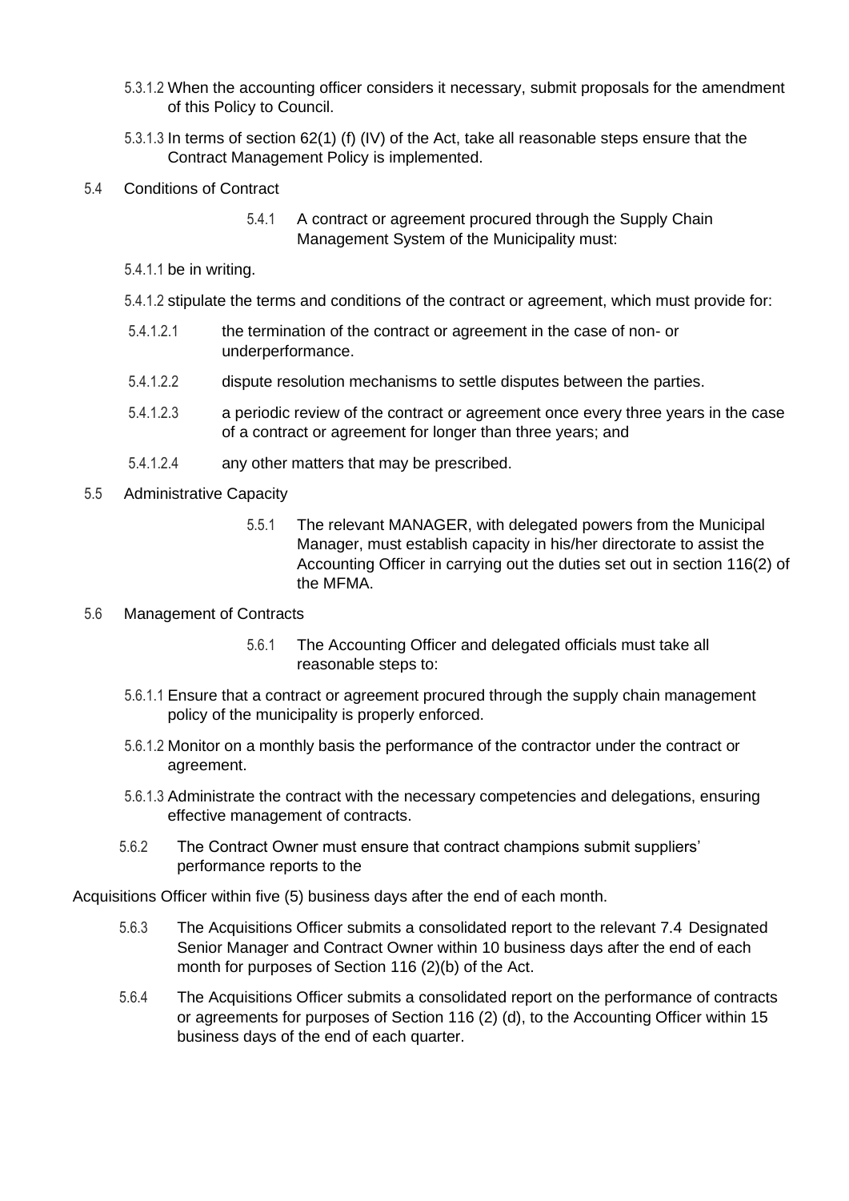5.3.1.2 When the accounting officer considers it necessary, submit proposals for the amendment of this Policy to Council.

5.3.1.3 In terms of section 62(1) (f) (IV) of the Act, take all reasonable steps ensure that the Contract Management Policy is implemented.

5.4 Conditions of Contract

5.4.1 A contract or agreement procured through the Supply Chain Management System of the Municipality must:

5.4.1.1 be in writing.

5.4.1.2 stipulate the terms and conditions of the contract or agreement, which must provide for:

5.4.1.2.1 the termination of the contract or agreement in the case of non- or underperformance.

5.4.1.2.2 dispute resolution mechanisms to settle disputes between the parties.

5.4.1.2.3 a periodic review of the contract or agreement once every three years in the case of a contract or agreement for longer than three years; and

5.4.1.2.4 any other matters that may be prescribed.

5.5 Administrative Capacity

5.5.1 The relevant MANAGER, with delegated powers from the Municipal Manager, must establish capacity in his/her directorate to assist the Accounting Officer in carrying out the duties set out in section 116(2) of the MFMA.

5.6 Management of Contracts

5.6.1 The Accounting Officer and delegated officials must take all reasonable steps to:

5.6.1.1 Ensure that a contract or agreement procured through the supply chain management policy of the municipality is properly enforced.

5.6.1.2 Monitor on a monthly basis the performance of the contractor under the contract or agreement.

5.6.1.3 Administrate the contract with the necessary competencies and delegations, ensuring effective management of contracts.

5.6.2 The Contract Owner must ensure that contract champions submit suppliers' performance reports to the

Acquisitions Officer within five (5) business days after the end of each month.

5.6.3 The Acquisitions Officer submits a consolidated report to the relevant 7.4 Designated Senior Manager and Contract Owner within 10 business days after the end of each month for purposes of Section 116 (2)(b) of the Act.

5.6.4 The Acquisitions Officer submits a consolidated report on the performance of contracts or agreements for purposes of Section 116 (2) (d), to the Accounting Officer within 15 business days of the end of each quarter.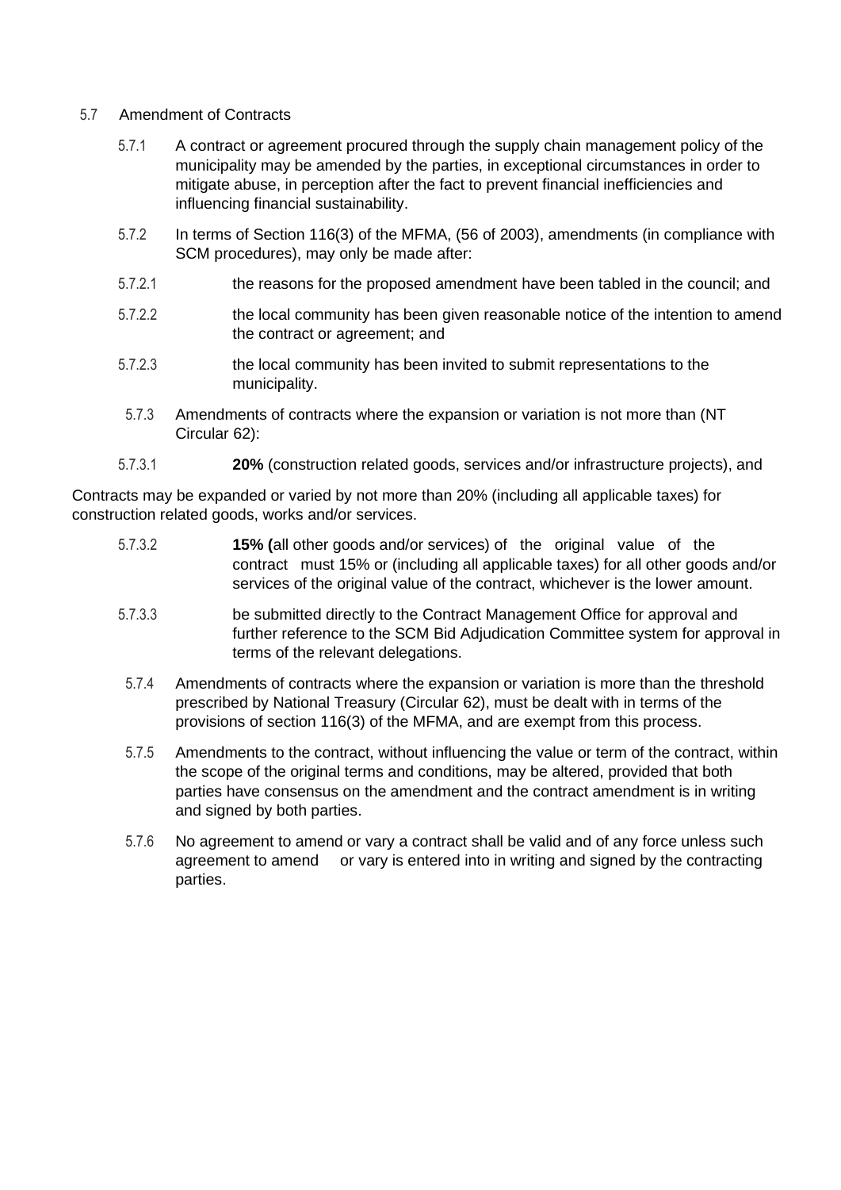5.7 Amendment of Contracts

5.7.1 A contract or agreement procured through the supply chain management policy of the municipality may be amended by the parties, in exceptional circumstances in order to mitigate abuse, in perception after the fact to prevent financial inefficiencies and influencing financial sustainability.

5.7.2 In terms of Section 116(3) of the MFMA, (56 of 2003), amendments (in compliance with SCM procedures), may only be made after:

5.7.2.1 the reasons for the proposed amendment have been tabled in the council; and

5.7.2.2 the local community has been given reasonable notice of the intention to amend the contract or agreement; and

5.7.2.3 the local community has been invited to submit representations to the municipality.

5.7.3 Amendments of contracts where the expansion or variation is not more than (NT Circular 62):

5.7.3.1 **20%** (construction related goods, services and/or infrastructure projects), and

Contracts may be expanded or varied by not more than 20% (including all applicable taxes) for construction related goods, works and/or services.

5.7.3.2 **15% (**all other goods and/or services) of the original value of the contract must 15% or (including all applicable taxes) for all other goods and/or services of the original value of the contract, whichever is the lower amount.

5.7.3.3 be submitted directly to the Contract Management Office for approval and further reference to the SCM Bid Adjudication Committee system for approval in terms of the relevant delegations.

5.7.4 Amendments of contracts where the expansion or variation is more than the threshold prescribed by National Treasury (Circular 62), must be dealt with in terms of the provisions of section 116(3) of the MFMA, and are exempt from this process.

5.7.5 Amendments to the contract, without influencing the value or term of the contract, within the scope of the original terms and conditions, may be altered, provided that both parties have consensus on the amendment and the contract amendment is in writing and signed by both parties.

5.7.6 No agreement to amend or vary a contract shall be valid and of any force unless such agreement to amend or vary is entered into in writing and signed by the contracting parties.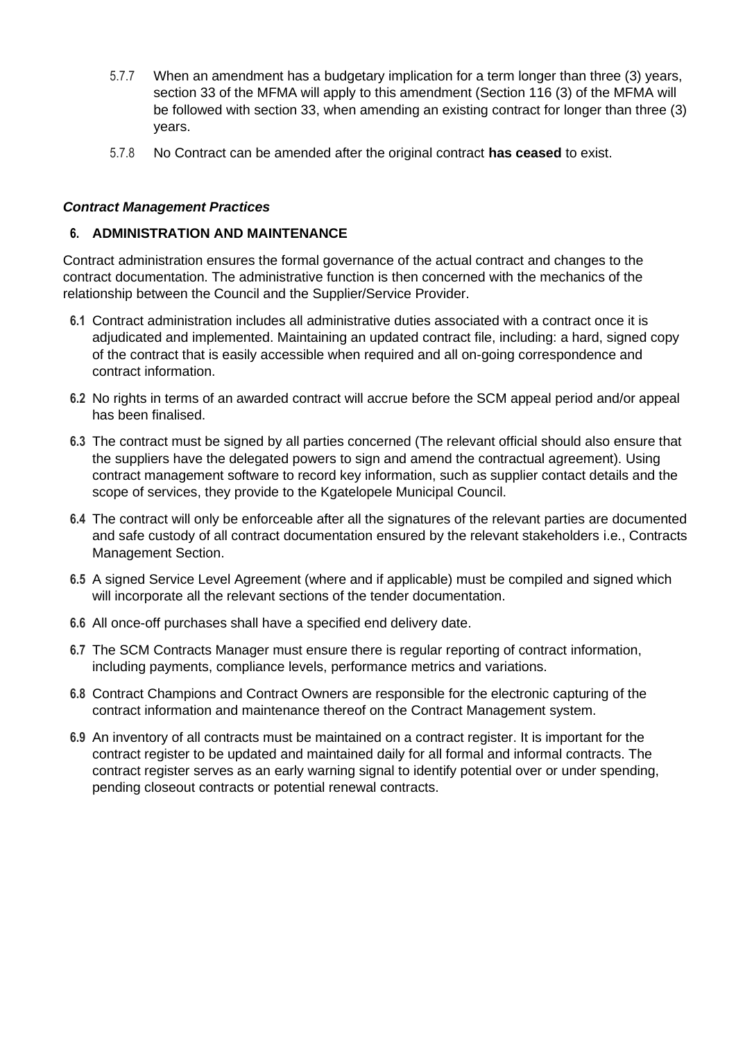5.7.7 When an amendment has a budgetary implication for a term longer than three (3) years, section 33 of the MFMA will apply to this amendment (Section 116 (3) of the MFMA will be followed with section 33, when amending an existing contract for longer than three (3) years.

5.7.8 No Contract can be amended after the original contract **has ceased** to exist.

***Contract Management Practices***

## 6. ADMINISTRATION AND MAINTENANCE

Contract administration ensures the formal governance of the actual contract and changes to the contract documentation. The administrative function is then concerned with the mechanics of the relationship between the Council and the Supplier/Service Provider.

**6.1** Contract administration includes all administrative duties associated with a contract once it is adjudicated and implemented. Maintaining an updated contract file, including: a hard, signed copy of the contract that is easily accessible when required and all on-going correspondence and contract information.

**6.2** No rights in terms of an awarded contract will accrue before the SCM appeal period and/or appeal has been finalised.

**6.3** The contract must be signed by all parties concerned (The relevant official should also ensure that the suppliers have the delegated powers to sign and amend the contractual agreement). Using contract management software to record key information, such as supplier contact details and the scope of services, they provide to the Kgatelopele Municipal Council.

**6.4** The contract will only be enforceable after all the signatures of the relevant parties are documented and safe custody of all contract documentation ensured by the relevant stakeholders i.e., Contracts Management Section.

**6.5** A signed Service Level Agreement (where and if applicable) must be compiled and signed which will incorporate all the relevant sections of the tender documentation.

**6.6** All once-off purchases shall have a specified end delivery date.

**6.7** The SCM Contracts Manager must ensure there is regular reporting of contract information, including payments, compliance levels, performance metrics and variations.

**6.8** Contract Champions and Contract Owners are responsible for the electronic capturing of the contract information and maintenance thereof on the Contract Management system.

**6.9** An inventory of all contracts must be maintained on a contract register. It is important for the contract register to be updated and maintained daily for all formal and informal contracts. The contract register serves as an early warning signal to identify potential over or under spending, pending closeout contracts or potential renewal contracts.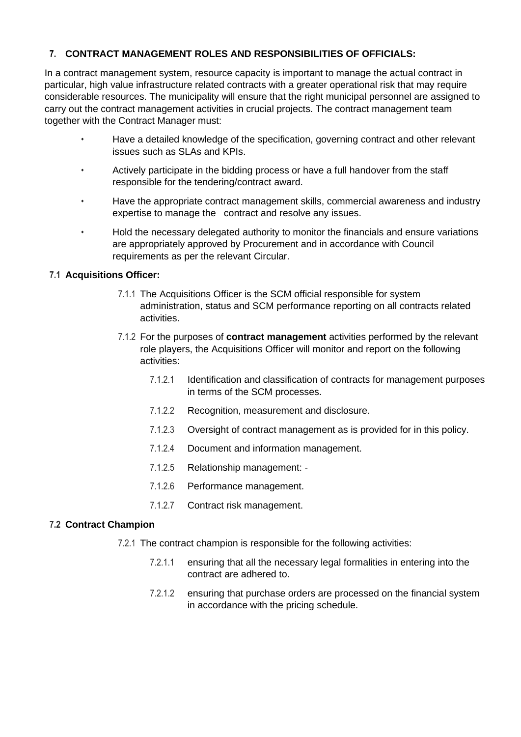## 7. CONTRACT MANAGEMENT ROLES AND RESPONSIBILITIES OF OFFICIALS:

In a contract management system, resource capacity is important to manage the actual contract in particular, high value infrastructure related contracts with a greater operational risk that may require considerable resources. The municipality will ensure that the right municipal personnel are assigned to carry out the contract management activities in crucial projects. The contract management team together with the Contract Manager must:

- Have a detailed knowledge of the specification, governing contract and other relevant issues such as SLAs and KPIs.
- Actively participate in the bidding process or have a full handover from the staff responsible for the tendering/contract award.
- Have the appropriate contract management skills, commercial awareness and industry expertise to manage the contract and resolve any issues.
- Hold the necessary delegated authority to monitor the financials and ensure variations are appropriately approved by Procurement and in accordance with Council requirements as per the relevant Circular.

### 7.1 Acquisitions Officer:

7.1.1 The Acquisitions Officer is the SCM official responsible for system administration, status and SCM performance reporting on all contracts related activities.

7.1.2 For the purposes of **contract management** activities performed by the relevant role players, the Acquisitions Officer will monitor and report on the following activities:

7.1.2.1 Identification and classification of contracts for management purposes in terms of the SCM processes.

7.1.2.2 Recognition, measurement and disclosure.

7.1.2.3 Oversight of contract management as is provided for in this policy.

7.1.2.4 Document and information management.

7.1.2.5 Relationship management: -

7.1.2.6 Performance management.

7.1.2.7 Contract risk management.

### 7.2 Contract Champion

7.2.1 The contract champion is responsible for the following activities:

7.2.1.1 ensuring that all the necessary legal formalities in entering into the contract are adhered to.

7.2.1.2 ensuring that purchase orders are processed on the financial system in accordance with the pricing schedule.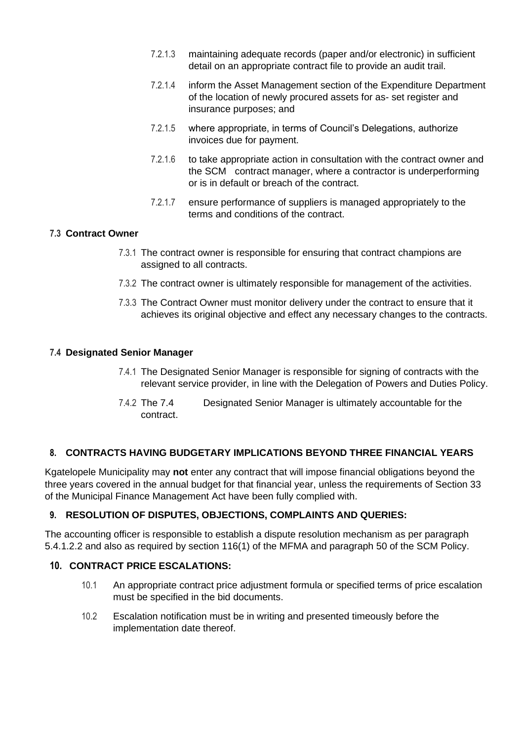7.2.1.3 maintaining adequate records (paper and/or electronic) in sufficient detail on an appropriate contract file to provide an audit trail.

7.2.1.4 inform the Asset Management section of the Expenditure Department of the location of newly procured assets for as- set register and insurance purposes; and

7.2.1.5 where appropriate, in terms of Council's Delegations, authorize invoices due for payment.

7.2.1.6 to take appropriate action in consultation with the contract owner and the SCM contract manager, where a contractor is underperforming or is in default or breach of the contract.

7.2.1.7 ensure performance of suppliers is managed appropriately to the terms and conditions of the contract.

### 7.3 Contract Owner

7.3.1 The contract owner is responsible for ensuring that contract champions are assigned to all contracts.

7.3.2 The contract owner is ultimately responsible for management of the activities.

7.3.3 The Contract Owner must monitor delivery under the contract to ensure that it achieves its original objective and effect any necessary changes to the contracts.

### 7.4 Designated Senior Manager

7.4.1 The Designated Senior Manager is responsible for signing of contracts with the relevant service provider, in line with the Delegation of Powers and Duties Policy.

7.4.2 The 7.4 Designated Senior Manager is ultimately accountable for the contract.

## 8. CONTRACTS HAVING BUDGETARY IMPLICATIONS BEYOND THREE FINANCIAL YEARS

Kgatelopele Municipality may **not** enter any contract that will impose financial obligations beyond the three years covered in the annual budget for that financial year, unless the requirements of Section 33 of the Municipal Finance Management Act have been fully complied with.

## 9. RESOLUTION OF DISPUTES, OBJECTIONS, COMPLAINTS AND QUERIES:

The accounting officer is responsible to establish a dispute resolution mechanism as per paragraph 5.4.1.2.2 and also as required by section 116(1) of the MFMA and paragraph 50 of the SCM Policy.

## 10. CONTRACT PRICE ESCALATIONS:

10.1 An appropriate contract price adjustment formula or specified terms of price escalation must be specified in the bid documents.

10.2 Escalation notification must be in writing and presented timeously before the implementation date thereof.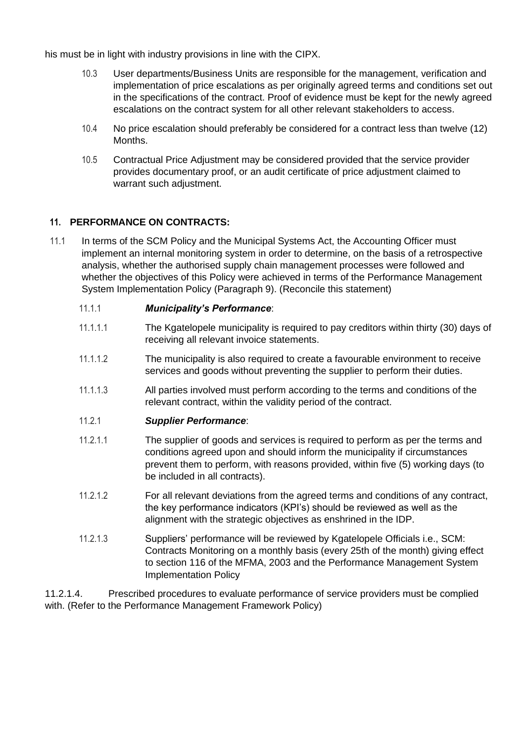his must be in light with industry provisions in line with the CIPX.

10.3 User departments/Business Units are responsible for the management, verification and implementation of price escalations as per originally agreed terms and conditions set out in the specifications of the contract. Proof of evidence must be kept for the newly agreed escalations on the contract system for all other relevant stakeholders to access.

10.4 No price escalation should preferably be considered for a contract less than twelve (12) Months.

10.5 Contractual Price Adjustment may be considered provided that the service provider provides documentary proof, or an audit certificate of price adjustment claimed to warrant such adjustment.

## 11. PERFORMANCE ON CONTRACTS:

11.1 In terms of the SCM Policy and the Municipal Systems Act, the Accounting Officer must implement an internal monitoring system in order to determine, on the basis of a retrospective analysis, whether the authorised supply chain management processes were followed and whether the objectives of this Policy were achieved in terms of the Performance Management System Implementation Policy (Paragraph 9). (Reconcile this statement)

11.1.1 ***Municipality's Performance***:

11.1.1.1 The Kgatelopele municipality is required to pay creditors within thirty (30) days of receiving all relevant invoice statements.

11.1.1.2 The municipality is also required to create a favourable environment to receive services and goods without preventing the supplier to perform their duties.

11.1.1.3 All parties involved must perform according to the terms and conditions of the relevant contract, within the validity period of the contract.

11.2.1 ***Supplier Performance***:

11.2.1.1 The supplier of goods and services is required to perform as per the terms and conditions agreed upon and should inform the municipality if circumstances prevent them to perform, with reasons provided, within five (5) working days (to be included in all contracts).

11.2.1.2 For all relevant deviations from the agreed terms and conditions of any contract, the key performance indicators (KPI's) should be reviewed as well as the alignment with the strategic objectives as enshrined in the IDP.

11.2.1.3 Suppliers' performance will be reviewed by Kgatelopele Officials i.e., SCM: Contracts Monitoring on a monthly basis (every 25th of the month) giving effect to section 116 of the MFMA, 2003 and the Performance Management System Implementation Policy

11.2.1.4. Prescribed procedures to evaluate performance of service providers must be complied with. (Refer to the Performance Management Framework Policy)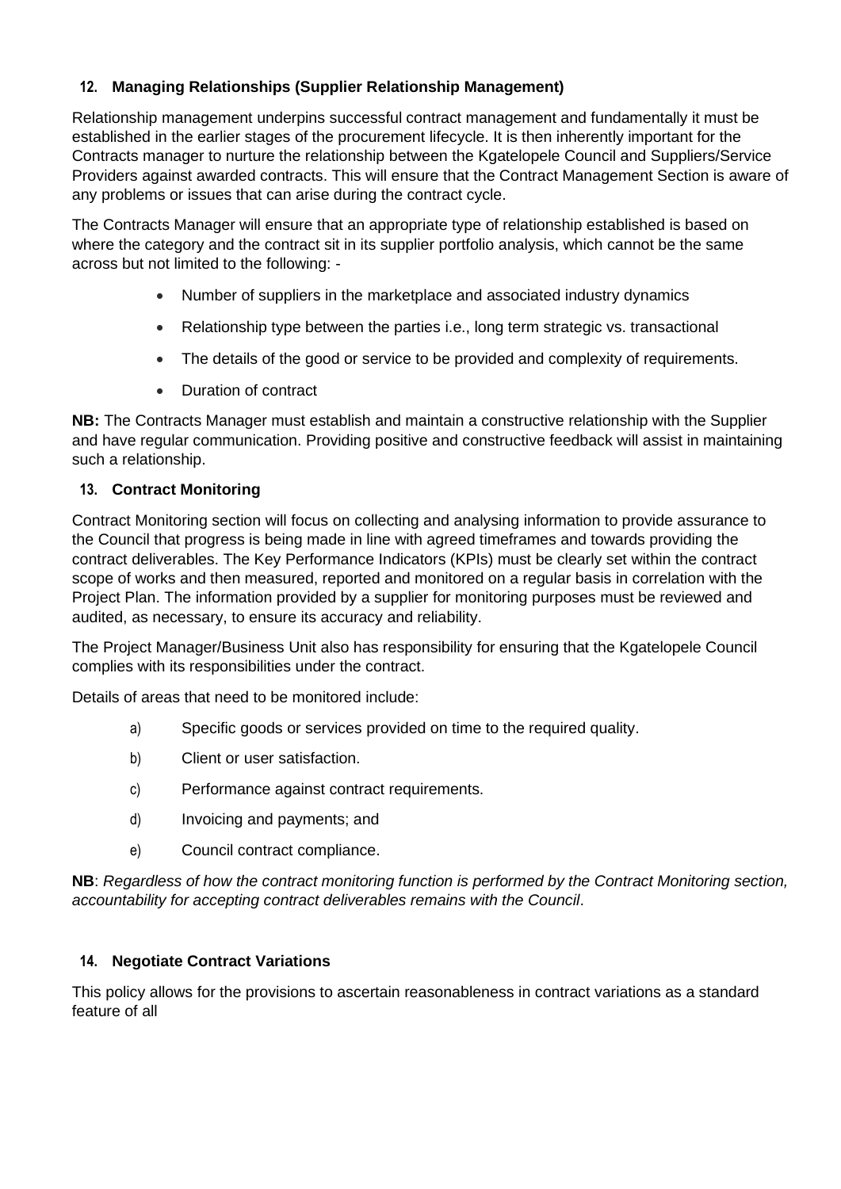## 12. Managing Relationships (Supplier Relationship Management)

Relationship management underpins successful contract management and fundamentally it must be established in the earlier stages of the procurement lifecycle. It is then inherently important for the Contracts manager to nurture the relationship between the Kgatelopele Council and Suppliers/Service Providers against awarded contracts. This will ensure that the Contract Management Section is aware of any problems or issues that can arise during the contract cycle.

The Contracts Manager will ensure that an appropriate type of relationship established is based on where the category and the contract sit in its supplier portfolio analysis, which cannot be the same across but not limited to the following: -

- Number of suppliers in the marketplace and associated industry dynamics
- Relationship type between the parties i.e., long term strategic vs. transactional
- The details of the good or service to be provided and complexity of requirements.
- Duration of contract

**NB:** The Contracts Manager must establish and maintain a constructive relationship with the Supplier and have regular communication. Providing positive and constructive feedback will assist in maintaining such a relationship.

## 13. Contract Monitoring

Contract Monitoring section will focus on collecting and analysing information to provide assurance to the Council that progress is being made in line with agreed timeframes and towards providing the contract deliverables. The Key Performance Indicators (KPIs) must be clearly set within the contract scope of works and then measured, reported and monitored on a regular basis in correlation with the Project Plan. The information provided by a supplier for monitoring purposes must be reviewed and audited, as necessary, to ensure its accuracy and reliability.

The Project Manager/Business Unit also has responsibility for ensuring that the Kgatelopele Council complies with its responsibilities under the contract.

Details of areas that need to be monitored include:

a) Specific goods or services provided on time to the required quality.

b) Client or user satisfaction.

c) Performance against contract requirements.

d) Invoicing and payments; and

e) Council contract compliance.

**NB**: *Regardless of how the contract monitoring function is performed by the Contract Monitoring section, accountability for accepting contract deliverables remains with the Council*.

## 14. Negotiate Contract Variations

This policy allows for the provisions to ascertain reasonableness in contract variations as a standard feature of all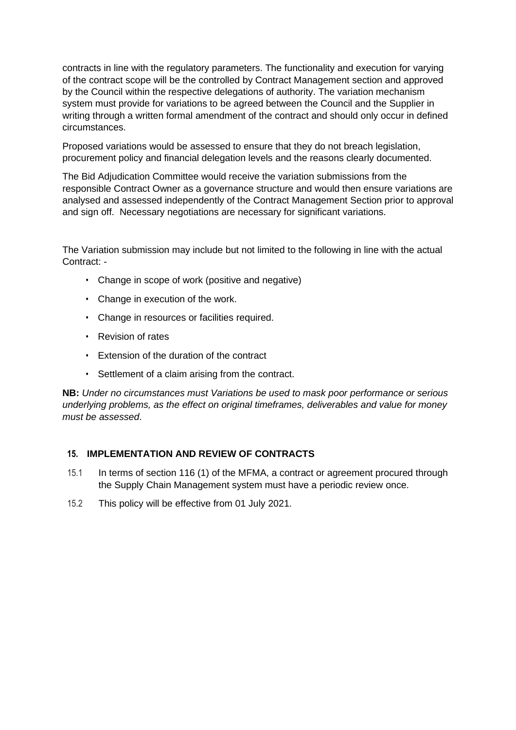contracts in line with the regulatory parameters. The functionality and execution for varying of the contract scope will be the controlled by Contract Management section and approved by the Council within the respective delegations of authority. The variation mechanism system must provide for variations to be agreed between the Council and the Supplier in writing through a written formal amendment of the contract and should only occur in defined circumstances.

Proposed variations would be assessed to ensure that they do not breach legislation, procurement policy and financial delegation levels and the reasons clearly documented.

The Bid Adjudication Committee would receive the variation submissions from the responsible Contract Owner as a governance structure and would then ensure variations are analysed and assessed independently of the Contract Management Section prior to approval and sign off. Necessary negotiations are necessary for significant variations.

The Variation submission may include but not limited to the following in line with the actual Contract: -

- Change in scope of work (positive and negative)
- Change in execution of the work.
- Change in resources or facilities required.
- Revision of rates
- Extension of the duration of the contract
- Settlement of a claim arising from the contract.

**NB:** *Under no circumstances must Variations be used to mask poor performance or serious underlying problems, as the effect on original timeframes, deliverables and value for money must be assessed*.

## 15. IMPLEMENTATION AND REVIEW OF CONTRACTS

15.1 In terms of section 116 (1) of the MFMA, a contract or agreement procured through the Supply Chain Management system must have a periodic review once.

15.2 This policy will be effective from 01 July 2021.